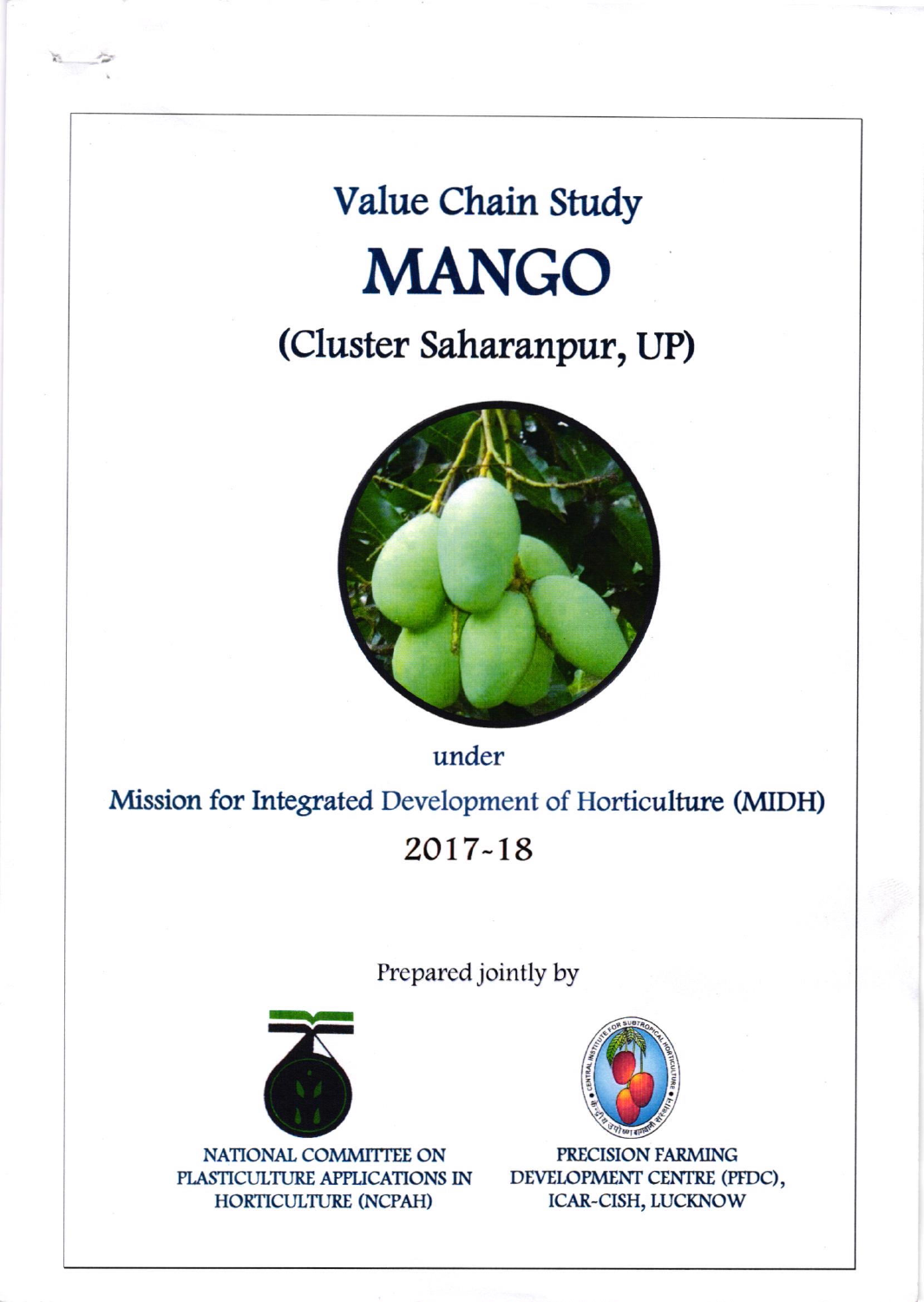# Value Chain Study

# MANGO

## (Cluster Saharanpur, UP)

under

**Mission for Integrated Development of Horticulture (MIDH)**

2017-18

Prepared jointly by

NATIONAL COMMITTEE ON PLASTICULTURE APPLICATIONS IN HORTICULTURE (NCPAH)

PRECISION FARMING DEVELOPMENT CENTRE (PFDC), ICAR-CISH, LUCKNOW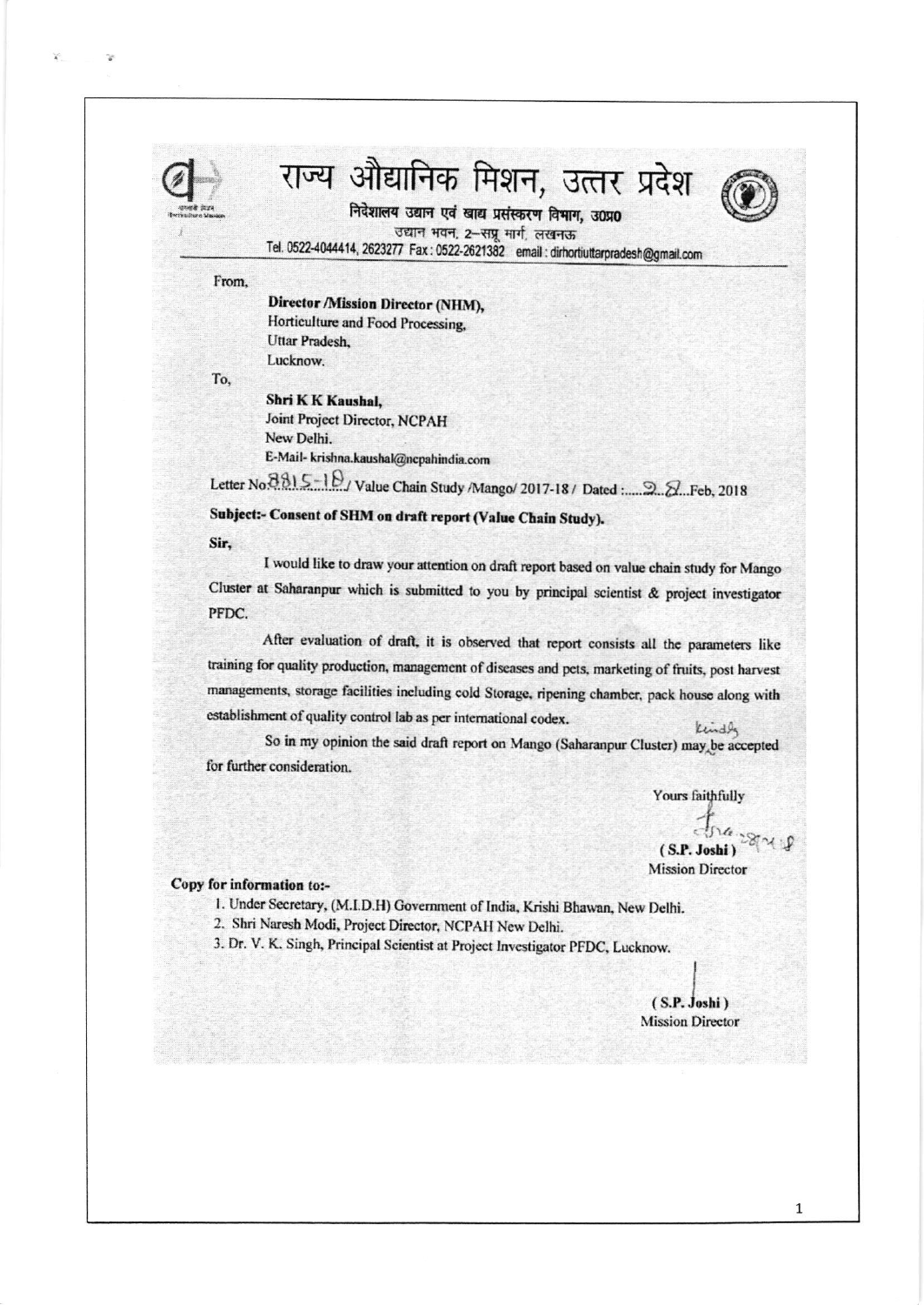# राज्य औद्यानिक मिशन, उत्तर प्रदेश

निदेशालय उद्यान एवं खाद्य प्रसंस्करण विभाग, उ0प्र0

उद्यान भवन, 2–सप्रू मार्ग, लखनऊ

Tel. 0522-4044414, 2623277 Fax: 0522-2621382 email: dirhortiuttarpradesh@gmail.com

From,

**Director /Mission Director (NHM),**
Horticulture and Food Processing,
Uttar Pradesh,
Lucknow.

To,

**Shri K K Kaushal,**
Joint Project Director, NCPAH
New Delhi.
E-Mail- krishna.kaushal@ncpahindia.com

Letter No.8815-18/ Value Chain Study /Mango/ 2017-18 / Dated :......28...Feb, 2018

**Subject:- Consent of SHM on draft report (Value Chain Study).**

**Sir,**

I would like to draw your attention on draft report based on value chain study for Mango Cluster at Saharanpur which is submitted to you by principal scientist & project investigator PFDC.

After evaluation of draft, it is observed that report consists all the parameters like training for quality production, management of diseases and pets, marketing of fruits, post harvest managements, storage facilities including cold Storage, ripening chamber, pack house along with establishment of quality control lab as per international codex.

So in my opinion the said draft report on Mango (Saharanpur Cluster) may kindly be accepted for further consideration.

Yours faithfully

(S.P. Joshi)
Mission Director

**Copy for information to:-**

1. Under Secretary, (M.I.D.H) Government of India, Krishi Bhawan, New Delhi.
2. Shri Naresh Modi, Project Director, NCPAH New Delhi.
3. Dr. V. K. Singh, Principal Scientist at Project Investigator PFDC, Lucknow.

(S.P. Joshi)
Mission Director